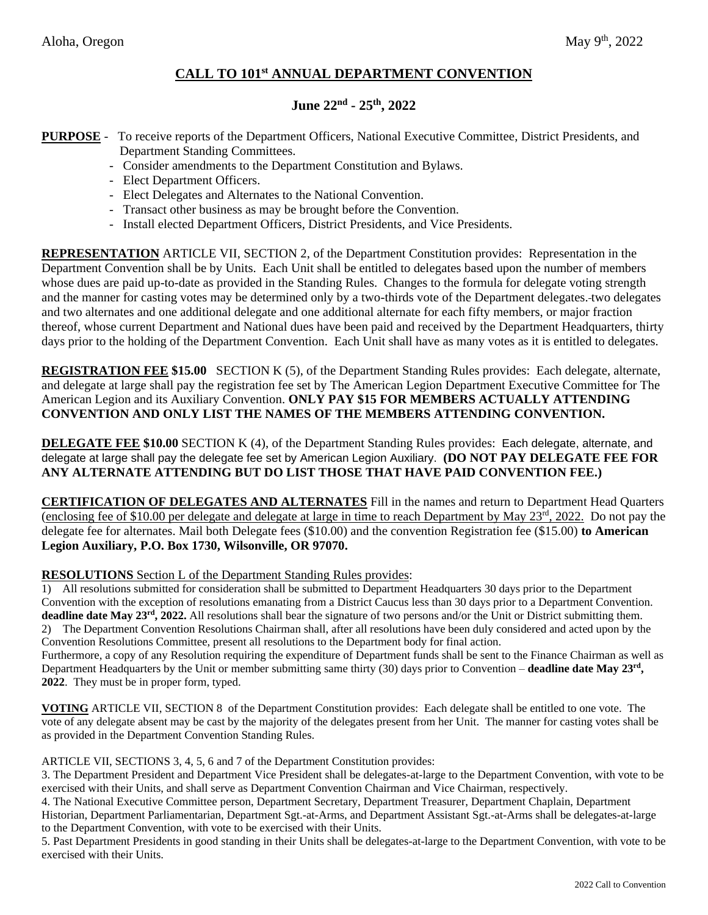Aloha, Oregon

May 9th, 2022

# CALL TO 101st ANNUAL DEPARTMENT CONVENTION

## June 22nd - 25th, 2022

**PURPOSE** - To receive reports of the Department Officers, National Executive Committee, District Presidents, and Department Standing Committees.

- Consider amendments to the Department Constitution and Bylaws.
- Elect Department Officers.
- Elect Delegates and Alternates to the National Convention.
- Transact other business as may be brought before the Convention.
- Install elected Department Officers, District Presidents, and Vice Presidents.

**REPRESENTATION** ARTICLE VII, SECTION 2, of the Department Constitution provides: Representation in the Department Convention shall be by Units. Each Unit shall be entitled to delegates based upon the number of members whose dues are paid up-to-date as provided in the Standing Rules. Changes to the formula for delegate voting strength and the manner for casting votes may be determined only by a two-thirds vote of the Department delegates. two delegates and two alternates and one additional delegate and one additional alternate for each fifty members, or major fraction thereof, whose current Department and National dues have been paid and received by the Department Headquarters, thirty days prior to the holding of the Department Convention. Each Unit shall have as many votes as it is entitled to delegates.

**REGISTRATION FEE $15.00** SECTION K (5), of the Department Standing Rules provides: Each delegate, alternate, and delegate at large shall pay the registration fee set by The American Legion Department Executive Committee for The American Legion and its Auxiliary Convention. **ONLY PAY $15 FOR MEMBERS ACTUALLY ATTENDING CONVENTION AND ONLY LIST THE NAMES OF THE MEMBERS ATTENDING CONVENTION.**

**DELEGATE FEE $10.00** SECTION K (4), of the Department Standing Rules provides: Each delegate, alternate, and delegate at large shall pay the delegate fee set by American Legion Auxiliary. **(DO NOT PAY DELEGATE FEE FOR ANY ALTERNATE ATTENDING BUT DO LIST THOSE THAT HAVE PAID CONVENTION FEE.)**

**CERTIFICATION OF DELEGATES AND ALTERNATES** Fill in the names and return to Department Head Quarters (enclosing fee of $10.00 per delegate and delegate at large in time to reach Department by May 23rd, 2022. Do not pay the delegate fee for alternates. Mail both Delegate fees ($10.00) and the convention Registration fee ($15.00) **to American Legion Auxiliary, P.O. Box 1730, Wilsonville, OR 97070.**

**RESOLUTIONS** Section L of the Department Standing Rules provides:

1) All resolutions submitted for consideration shall be submitted to Department Headquarters 30 days prior to the Department Convention with the exception of resolutions emanating from a District Caucus less than 30 days prior to a Department Convention. **deadline date May 23rd, 2022.** All resolutions shall bear the signature of two persons and/or the Unit or District submitting them.
2) The Department Convention Resolutions Chairman shall, after all resolutions have been duly considered and acted upon by the Convention Resolutions Committee, present all resolutions to the Department body for final action.

Furthermore, a copy of any Resolution requiring the expenditure of Department funds shall be sent to the Finance Chairman as well as Department Headquarters by the Unit or member submitting same thirty (30) days prior to Convention – **deadline date May 23rd, 2022**. They must be in proper form, typed.

**VOTING** ARTICLE VII, SECTION 8 of the Department Constitution provides: Each delegate shall be entitled to one vote. The vote of any delegate absent may be cast by the majority of the delegates present from her Unit. The manner for casting votes shall be as provided in the Department Convention Standing Rules.

ARTICLE VII, SECTIONS 3, 4, 5, 6 and 7 of the Department Constitution provides:

3. The Department President and Department Vice President shall be delegates-at-large to the Department Convention, with vote to be exercised with their Units, and shall serve as Department Convention Chairman and Vice Chairman, respectively.
4. The National Executive Committee person, Department Secretary, Department Treasurer, Department Chaplain, Department Historian, Department Parliamentarian, Department Sgt.-at-Arms, and Department Assistant Sgt.-at-Arms shall be delegates-at-large to the Department Convention, with vote to be exercised with their Units.
5. Past Department Presidents in good standing in their Units shall be delegates-at-large to the Department Convention, with vote to be exercised with their Units.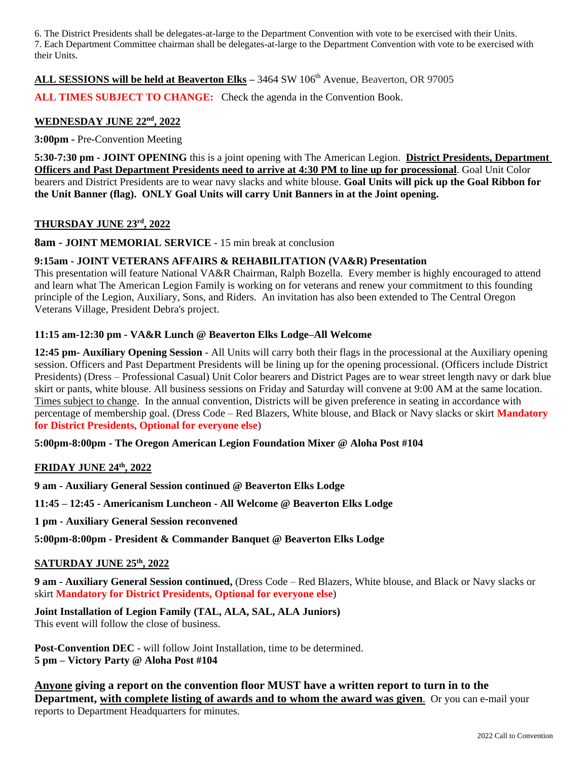6. The District Presidents shall be delegates-at-large to the Department Convention with vote to be exercised with their Units.
7. Each Department Committee chairman shall be delegates-at-large to the Department Convention with vote to be exercised with their Units.

**ALL SESSIONS will be held at Beaverton Elks** – 3464 SW 106th Avenue, Beaverton, OR 97005

**ALL TIMES SUBJECT TO CHANGE:** Check the agenda in the Convention Book.

## WEDNESDAY JUNE 22nd, 2022

**3:00pm** - Pre-Convention Meeting

**5:30-7:30 pm - JOINT OPENING** this is a joint opening with The American Legion. **District Presidents, Department Officers and Past Department Presidents need to arrive at 4:30 PM to line up for processional**. Goal Unit Color bearers and District Presidents are to wear navy slacks and white blouse. **Goal Units will pick up the Goal Ribbon for the Unit Banner (flag). ONLY Goal Units will carry Unit Banners in at the Joint opening.**

## THURSDAY JUNE 23rd, 2022

**8am - JOINT MEMORIAL SERVICE** - 15 min break at conclusion

**9:15am - JOINT VETERANS AFFAIRS & REHABILITATION (VA&R) Presentation**
This presentation will feature National VA&R Chairman, Ralph Bozella. Every member is highly encouraged to attend and learn what The American Legion Family is working on for veterans and renew your commitment to this founding principle of the Legion, Auxiliary, Sons, and Riders. An invitation has also been extended to The Central Oregon Veterans Village, President Debra's project.

**11:15 am-12:30 pm - VA&R Lunch @ Beaverton Elks Lodge–All Welcome**

**12:45 pm- Auxiliary Opening Session** - All Units will carry both their flags in the processional at the Auxiliary opening session. Officers and Past Department Presidents will be lining up for the opening processional. (Officers include District Presidents) (Dress – Professional Casual) Unit Color bearers and District Pages are to wear street length navy or dark blue skirt or pants, white blouse. All business sessions on Friday and Saturday will convene at 9:00 AM at the same location. Times subject to change. In the annual convention, Districts will be given preference in seating in accordance with percentage of membership goal. (Dress Code – Red Blazers, White blouse, and Black or Navy slacks or skirt **Mandatory for District Presidents, Optional for everyone else**)

**5:00pm-8:00pm - The Oregon American Legion Foundation Mixer @ Aloha Post #104**

## FRIDAY JUNE 24th, 2022

**9 am - Auxiliary General Session continued @ Beaverton Elks Lodge**

**11:45 – 12:45 - Americanism Luncheon - All Welcome @ Beaverton Elks Lodge**

**1 pm - Auxiliary General Session reconvened**

**5:00pm-8:00pm - President & Commander Banquet @ Beaverton Elks Lodge**

## SATURDAY JUNE 25th, 2022

**9 am - Auxiliary General Session continued,** (Dress Code – Red Blazers, White blouse, and Black or Navy slacks or skirt **Mandatory for District Presidents, Optional for everyone else**)

**Joint Installation of Legion Family (TAL, ALA, SAL, ALA Juniors)**
This event will follow the close of business.

**Post-Convention DEC** - will follow Joint Installation, time to be determined.
**5 pm – Victory Party @ Aloha Post #104**

**Anyone giving a report on the convention floor MUST have a written report to turn in to the Department, with complete listing of awards and to whom the award was given**. Or you can e-mail your reports to Department Headquarters for minutes.